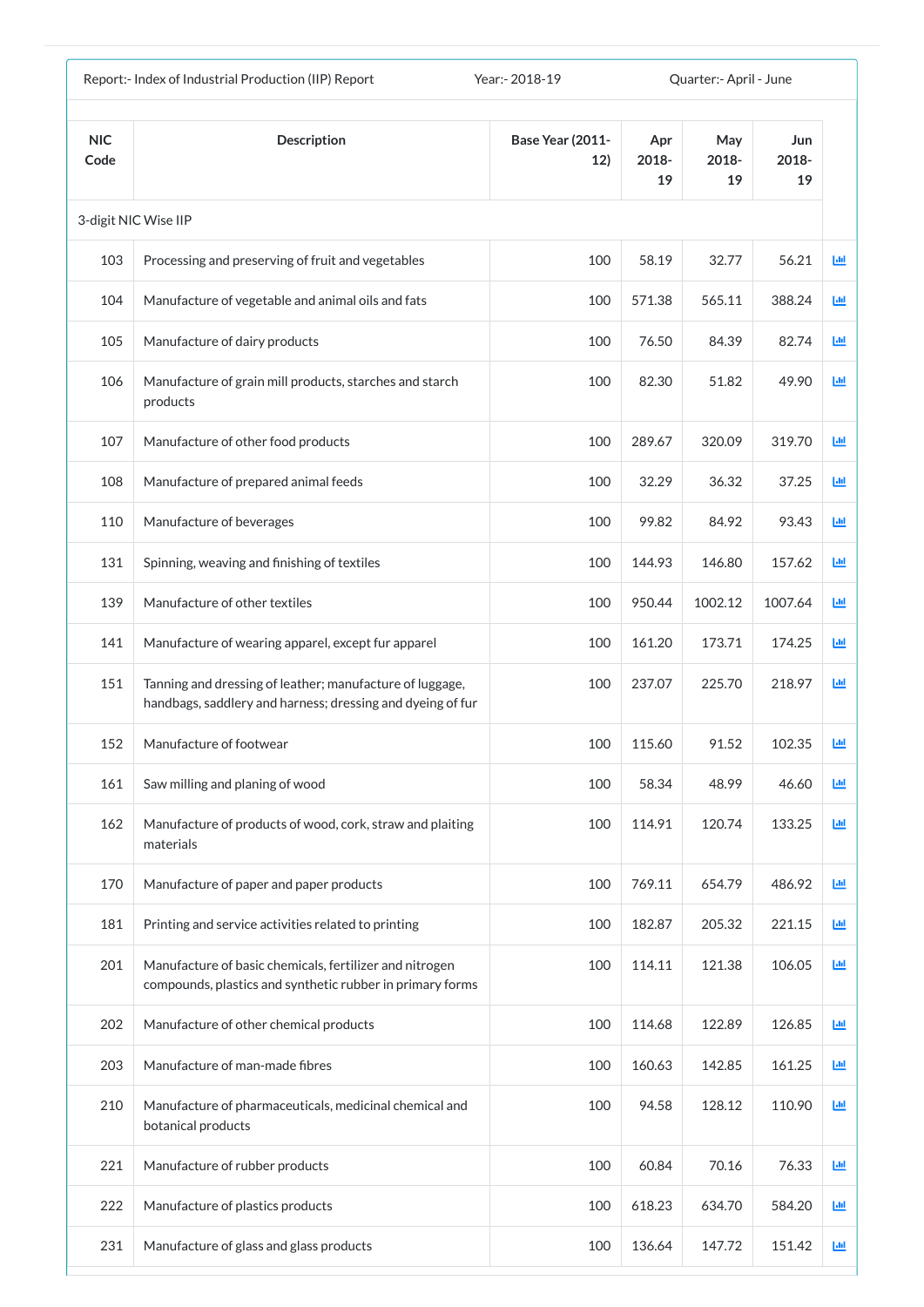Report:- Index of Industrial Production (IIP) Report Year:- 2018-19 Quarter:- April - June

| NIC Code | Description | Base Year (2011-12) | Apr 2018-19 | May 2018-19 | Jun 2018-19 |
|---|---|---|---|---|---|
| 3-digit NIC Wise IIP | | | | | |
| 103 | Processing and preserving of fruit and vegetables | 100 | 58.19 | 32.77 | 56.21 |
| 104 | Manufacture of vegetable and animal oils and fats | 100 | 571.38 | 565.11 | 388.24 |
| 105 | Manufacture of dairy products | 100 | 76.50 | 84.39 | 82.74 |
| 106 | Manufacture of grain mill products, starches and starch products | 100 | 82.30 | 51.82 | 49.90 |
| 107 | Manufacture of other food products | 100 | 289.67 | 320.09 | 319.70 |
| 108 | Manufacture of prepared animal feeds | 100 | 32.29 | 36.32 | 37.25 |
| 110 | Manufacture of beverages | 100 | 99.82 | 84.92 | 93.43 |
| 131 | Spinning, weaving and finishing of textiles | 100 | 144.93 | 146.80 | 157.62 |
| 139 | Manufacture of other textiles | 100 | 950.44 | 1002.12 | 1007.64 |
| 141 | Manufacture of wearing apparel, except fur apparel | 100 | 161.20 | 173.71 | 174.25 |
| 151 | Tanning and dressing of leather; manufacture of luggage, handbags, saddlery and harness; dressing and dyeing of fur | 100 | 237.07 | 225.70 | 218.97 |
| 152 | Manufacture of footwear | 100 | 115.60 | 91.52 | 102.35 |
| 161 | Saw milling and planing of wood | 100 | 58.34 | 48.99 | 46.60 |
| 162 | Manufacture of products of wood, cork, straw and plaiting materials | 100 | 114.91 | 120.74 | 133.25 |
| 170 | Manufacture of paper and paper products | 100 | 769.11 | 654.79 | 486.92 |
| 181 | Printing and service activities related to printing | 100 | 182.87 | 205.32 | 221.15 |
| 201 | Manufacture of basic chemicals, fertilizer and nitrogen compounds, plastics and synthetic rubber in primary forms | 100 | 114.11 | 121.38 | 106.05 |
| 202 | Manufacture of other chemical products | 100 | 114.68 | 122.89 | 126.85 |
| 203 | Manufacture of man-made fibres | 100 | 160.63 | 142.85 | 161.25 |
| 210 | Manufacture of pharmaceuticals, medicinal chemical and botanical products | 100 | 94.58 | 128.12 | 110.90 |
| 221 | Manufacture of rubber products | 100 | 60.84 | 70.16 | 76.33 |
| 222 | Manufacture of plastics products | 100 | 618.23 | 634.70 | 584.20 |
| 231 | Manufacture of glass and glass products | 100 | 136.64 | 147.72 | 151.42 |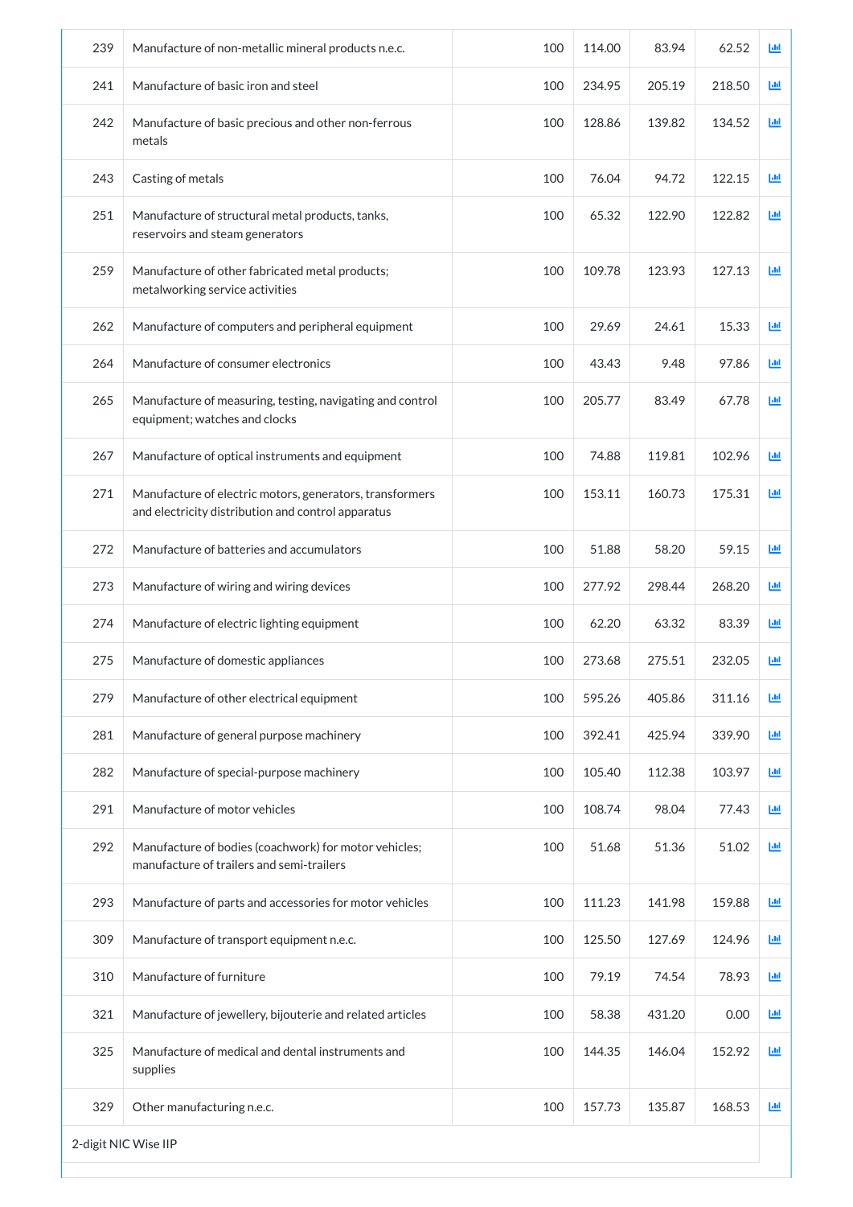| 239 | Manufacture of non-metallic mineral products n.e.c. | 100 | 114.00 | 83.94 | 62.52 | |
|---|---|---|---|---|---|---|
| 241 | Manufacture of basic iron and steel | 100 | 234.95 | 205.19 | 218.50 | |
| 242 | Manufacture of basic precious and other non-ferrous metals | 100 | 128.86 | 139.82 | 134.52 | |
| 243 | Casting of metals | 100 | 76.04 | 94.72 | 122.15 | |
| 251 | Manufacture of structural metal products, tanks, reservoirs and steam generators | 100 | 65.32 | 122.90 | 122.82 | |
| 259 | Manufacture of other fabricated metal products; metalworking service activities | 100 | 109.78 | 123.93 | 127.13 | |
| 262 | Manufacture of computers and peripheral equipment | 100 | 29.69 | 24.61 | 15.33 | |
| 264 | Manufacture of consumer electronics | 100 | 43.43 | 9.48 | 97.86 | |
| 265 | Manufacture of measuring, testing, navigating and control equipment; watches and clocks | 100 | 205.77 | 83.49 | 67.78 | |
| 267 | Manufacture of optical instruments and equipment | 100 | 74.88 | 119.81 | 102.96 | |
| 271 | Manufacture of electric motors, generators, transformers and electricity distribution and control apparatus | 100 | 153.11 | 160.73 | 175.31 | |
| 272 | Manufacture of batteries and accumulators | 100 | 51.88 | 58.20 | 59.15 | |
| 273 | Manufacture of wiring and wiring devices | 100 | 277.92 | 298.44 | 268.20 | |
| 274 | Manufacture of electric lighting equipment | 100 | 62.20 | 63.32 | 83.39 | |
| 275 | Manufacture of domestic appliances | 100 | 273.68 | 275.51 | 232.05 | |
| 279 | Manufacture of other electrical equipment | 100 | 595.26 | 405.86 | 311.16 | |
| 281 | Manufacture of general purpose machinery | 100 | 392.41 | 425.94 | 339.90 | |
| 282 | Manufacture of special-purpose machinery | 100 | 105.40 | 112.38 | 103.97 | |
| 291 | Manufacture of motor vehicles | 100 | 108.74 | 98.04 | 77.43 | |
| 292 | Manufacture of bodies (coachwork) for motor vehicles; manufacture of trailers and semi-trailers | 100 | 51.68 | 51.36 | 51.02 | |
| 293 | Manufacture of parts and accessories for motor vehicles | 100 | 111.23 | 141.98 | 159.88 | |
| 309 | Manufacture of transport equipment n.e.c. | 100 | 125.50 | 127.69 | 124.96 | |
| 310 | Manufacture of furniture | 100 | 79.19 | 74.54 | 78.93 | |
| 321 | Manufacture of jewellery, bijouterie and related articles | 100 | 58.38 | 431.20 | 0.00 | |
| 325 | Manufacture of medical and dental instruments and supplies | 100 | 144.35 | 146.04 | 152.92 | |
| 329 | Other manufacturing n.e.c. | 100 | 157.73 | 135.87 | 168.53 | |

2-digit NIC Wise IIP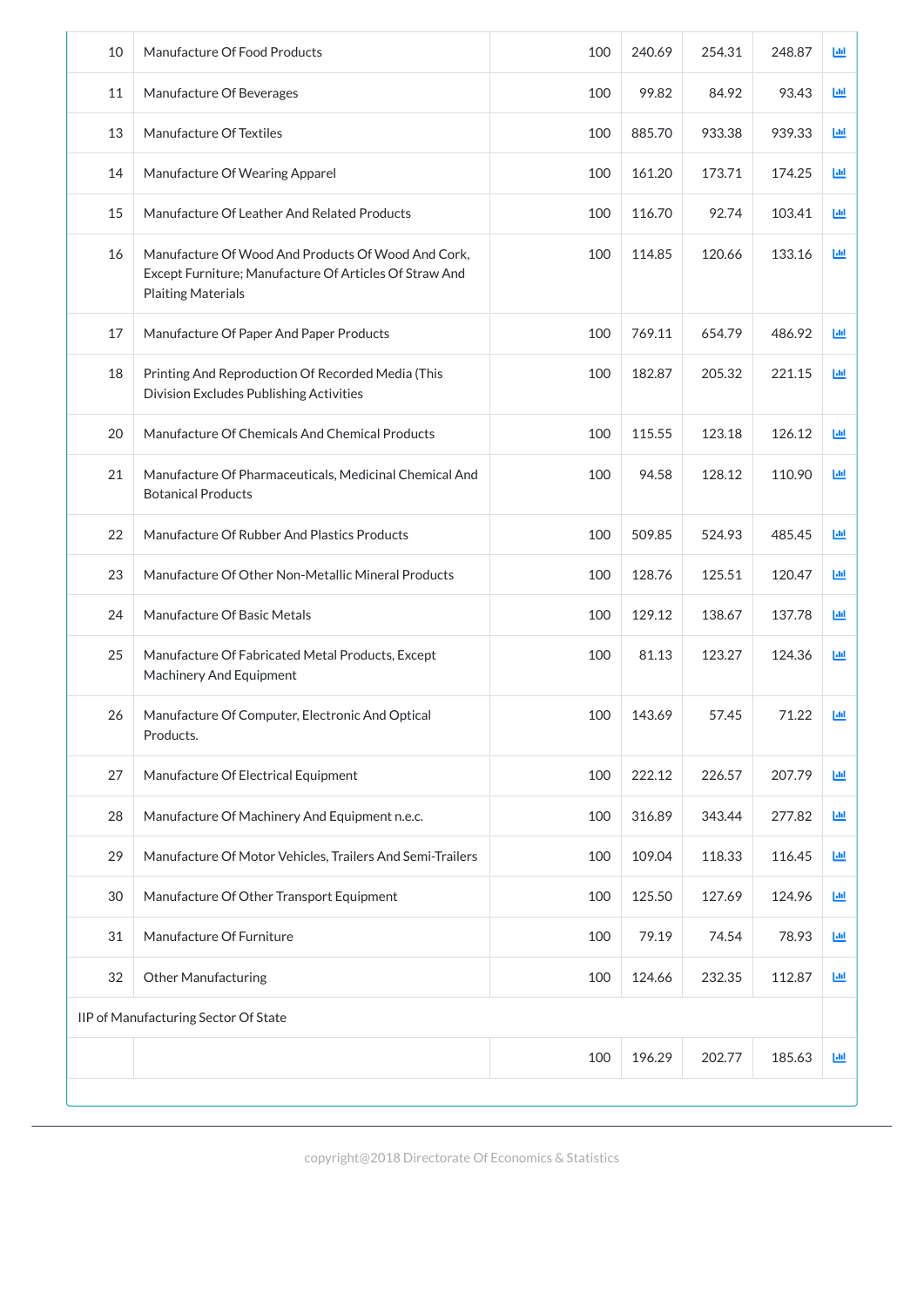| | | | | | | |
|---|---|---|---|---|---|---|
| 10 | Manufacture Of Food Products | 100 | 240.69 | 254.31 | 248.87 | |
| 11 | Manufacture Of Beverages | 100 | 99.82 | 84.92 | 93.43 | |
| 13 | Manufacture Of Textiles | 100 | 885.70 | 933.38 | 939.33 | |
| 14 | Manufacture Of Wearing Apparel | 100 | 161.20 | 173.71 | 174.25 | |
| 15 | Manufacture Of Leather And Related Products | 100 | 116.70 | 92.74 | 103.41 | |
| 16 | Manufacture Of Wood And Products Of Wood And Cork, Except Furniture; Manufacture Of Articles Of Straw And Plaiting Materials | 100 | 114.85 | 120.66 | 133.16 | |
| 17 | Manufacture Of Paper And Paper Products | 100 | 769.11 | 654.79 | 486.92 | |
| 18 | Printing And Reproduction Of Recorded Media (This Division Excludes Publishing Activities | 100 | 182.87 | 205.32 | 221.15 | |
| 20 | Manufacture Of Chemicals And Chemical Products | 100 | 115.55 | 123.18 | 126.12 | |
| 21 | Manufacture Of Pharmaceuticals, Medicinal Chemical And Botanical Products | 100 | 94.58 | 128.12 | 110.90 | |
| 22 | Manufacture Of Rubber And Plastics Products | 100 | 509.85 | 524.93 | 485.45 | |
| 23 | Manufacture Of Other Non-Metallic Mineral Products | 100 | 128.76 | 125.51 | 120.47 | |
| 24 | Manufacture Of Basic Metals | 100 | 129.12 | 138.67 | 137.78 | |
| 25 | Manufacture Of Fabricated Metal Products, Except Machinery And Equipment | 100 | 81.13 | 123.27 | 124.36 | |
| 26 | Manufacture Of Computer, Electronic And Optical Products. | 100 | 143.69 | 57.45 | 71.22 | |
| 27 | Manufacture Of Electrical Equipment | 100 | 222.12 | 226.57 | 207.79 | |
| 28 | Manufacture Of Machinery And Equipment n.e.c. | 100 | 316.89 | 343.44 | 277.82 | |
| 29 | Manufacture Of Motor Vehicles, Trailers And Semi-Trailers | 100 | 109.04 | 118.33 | 116.45 | |
| 30 | Manufacture Of Other Transport Equipment | 100 | 125.50 | 127.69 | 124.96 | |
| 31 | Manufacture Of Furniture | 100 | 79.19 | 74.54 | 78.93 | |
| 32 | Other Manufacturing | 100 | 124.66 | 232.35 | 112.87 | |
| IIP of Manufacturing Sector Of State | | | | | | |
| | | 100 | 196.29 | 202.77 | 185.63 | |

copyright@2018 Directorate Of Economics & Statistics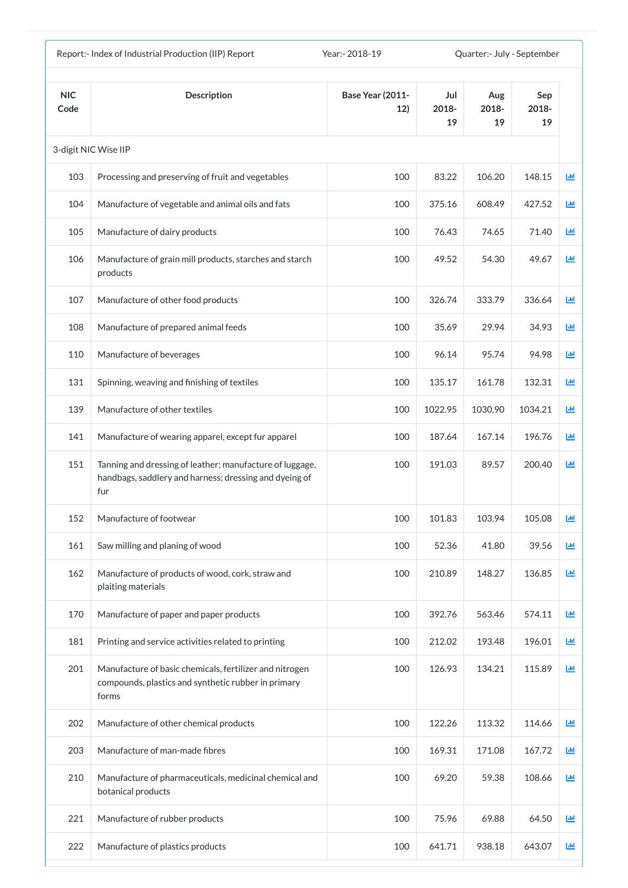| Report:- Index of Industrial Production (IIP) Report | | Year:- 2018-19 | | Quarter:- July - September | |
|---|---|---|---|---|---|
| **NIC Code** | **Description** | **Base Year (2011-12)** | **Jul 2018-19** | **Aug 2018-19** | **Sep 2018-19** |
| 3-digit NIC Wise IIP | | | | | |
| 103 | Processing and preserving of fruit and vegetables | 100 | 83.22 | 106.20 | 148.15 |
| 104 | Manufacture of vegetable and animal oils and fats | 100 | 375.16 | 608.49 | 427.52 |
| 105 | Manufacture of dairy products | 100 | 76.43 | 74.65 | 71.40 |
| 106 | Manufacture of grain mill products, starches and starch products | 100 | 49.52 | 54.30 | 49.67 |
| 107 | Manufacture of other food products | 100 | 326.74 | 333.79 | 336.64 |
| 108 | Manufacture of prepared animal feeds | 100 | 35.69 | 29.94 | 34.93 |
| 110 | Manufacture of beverages | 100 | 96.14 | 95.74 | 94.98 |
| 131 | Spinning, weaving and finishing of textiles | 100 | 135.17 | 161.78 | 132.31 |
| 139 | Manufacture of other textiles | 100 | 1022.95 | 1030.90 | 1034.21 |
| 141 | Manufacture of wearing apparel, except fur apparel | 100 | 187.64 | 167.14 | 196.76 |
| 151 | Tanning and dressing of leather; manufacture of luggage, handbags, saddlery and harness; dressing and dyeing of fur | 100 | 191.03 | 89.57 | 200.40 |
| 152 | Manufacture of footwear | 100 | 101.83 | 103.94 | 105.08 |
| 161 | Saw milling and planing of wood | 100 | 52.36 | 41.80 | 39.56 |
| 162 | Manufacture of products of wood, cork, straw and plaiting materials | 100 | 210.89 | 148.27 | 136.85 |
| 170 | Manufacture of paper and paper products | 100 | 392.76 | 563.46 | 574.11 |
| 181 | Printing and service activities related to printing | 100 | 212.02 | 193.48 | 196.01 |
| 201 | Manufacture of basic chemicals, fertilizer and nitrogen compounds, plastics and synthetic rubber in primary forms | 100 | 126.93 | 134.21 | 115.89 |
| 202 | Manufacture of other chemical products | 100 | 122.26 | 113.32 | 114.66 |
| 203 | Manufacture of man-made fibres | 100 | 169.31 | 171.08 | 167.72 |
| 210 | Manufacture of pharmaceuticals, medicinal chemical and botanical products | 100 | 69.20 | 59.38 | 108.66 |
| 221 | Manufacture of rubber products | 100 | 75.96 | 69.88 | 64.50 |
| 222 | Manufacture of plastics products | 100 | 641.71 | 938.18 | 643.07 |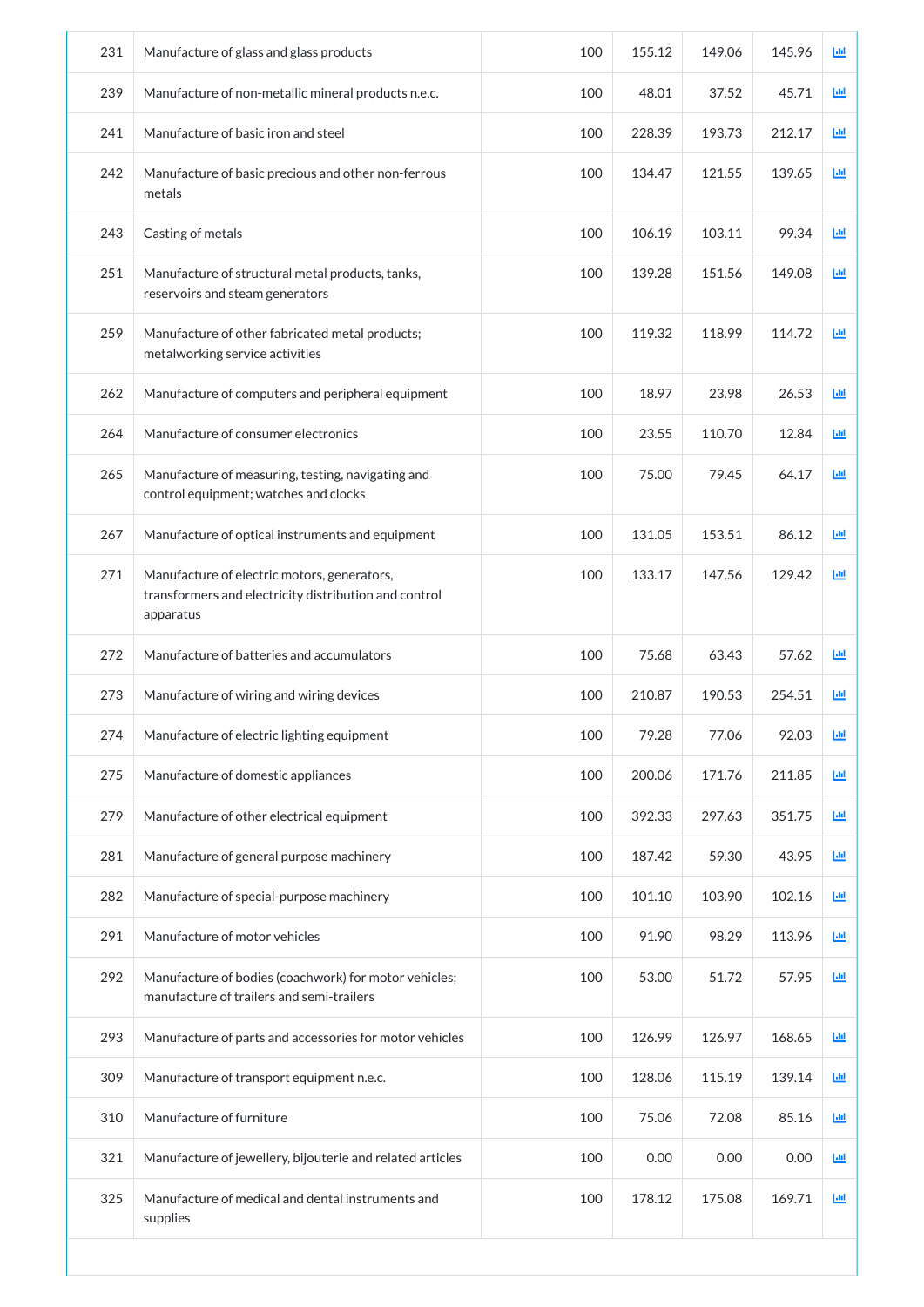| | | | | | | |
|---|---|---|---|---|---|---|
| 231 | Manufacture of glass and glass products | 100 | 155.12 | 149.06 | 145.96 | |
| 239 | Manufacture of non-metallic mineral products n.e.c. | 100 | 48.01 | 37.52 | 45.71 | |
| 241 | Manufacture of basic iron and steel | 100 | 228.39 | 193.73 | 212.17 | |
| 242 | Manufacture of basic precious and other non-ferrous metals | 100 | 134.47 | 121.55 | 139.65 | |
| 243 | Casting of metals | 100 | 106.19 | 103.11 | 99.34 | |
| 251 | Manufacture of structural metal products, tanks, reservoirs and steam generators | 100 | 139.28 | 151.56 | 149.08 | |
| 259 | Manufacture of other fabricated metal products; metalworking service activities | 100 | 119.32 | 118.99 | 114.72 | |
| 262 | Manufacture of computers and peripheral equipment | 100 | 18.97 | 23.98 | 26.53 | |
| 264 | Manufacture of consumer electronics | 100 | 23.55 | 110.70 | 12.84 | |
| 265 | Manufacture of measuring, testing, navigating and control equipment; watches and clocks | 100 | 75.00 | 79.45 | 64.17 | |
| 267 | Manufacture of optical instruments and equipment | 100 | 131.05 | 153.51 | 86.12 | |
| 271 | Manufacture of electric motors, generators, transformers and electricity distribution and control apparatus | 100 | 133.17 | 147.56 | 129.42 | |
| 272 | Manufacture of batteries and accumulators | 100 | 75.68 | 63.43 | 57.62 | |
| 273 | Manufacture of wiring and wiring devices | 100 | 210.87 | 190.53 | 254.51 | |
| 274 | Manufacture of electric lighting equipment | 100 | 79.28 | 77.06 | 92.03 | |
| 275 | Manufacture of domestic appliances | 100 | 200.06 | 171.76 | 211.85 | |
| 279 | Manufacture of other electrical equipment | 100 | 392.33 | 297.63 | 351.75 | |
| 281 | Manufacture of general purpose machinery | 100 | 187.42 | 59.30 | 43.95 | |
| 282 | Manufacture of special-purpose machinery | 100 | 101.10 | 103.90 | 102.16 | |
| 291 | Manufacture of motor vehicles | 100 | 91.90 | 98.29 | 113.96 | |
| 292 | Manufacture of bodies (coachwork) for motor vehicles; manufacture of trailers and semi-trailers | 100 | 53.00 | 51.72 | 57.95 | |
| 293 | Manufacture of parts and accessories for motor vehicles | 100 | 126.99 | 126.97 | 168.65 | |
| 309 | Manufacture of transport equipment n.e.c. | 100 | 128.06 | 115.19 | 139.14 | |
| 310 | Manufacture of furniture | 100 | 75.06 | 72.08 | 85.16 | |
| 321 | Manufacture of jewellery, bijouterie and related articles | 100 | 0.00 | 0.00 | 0.00 | |
| 325 | Manufacture of medical and dental instruments and supplies | 100 | 178.12 | 175.08 | 169.71 | |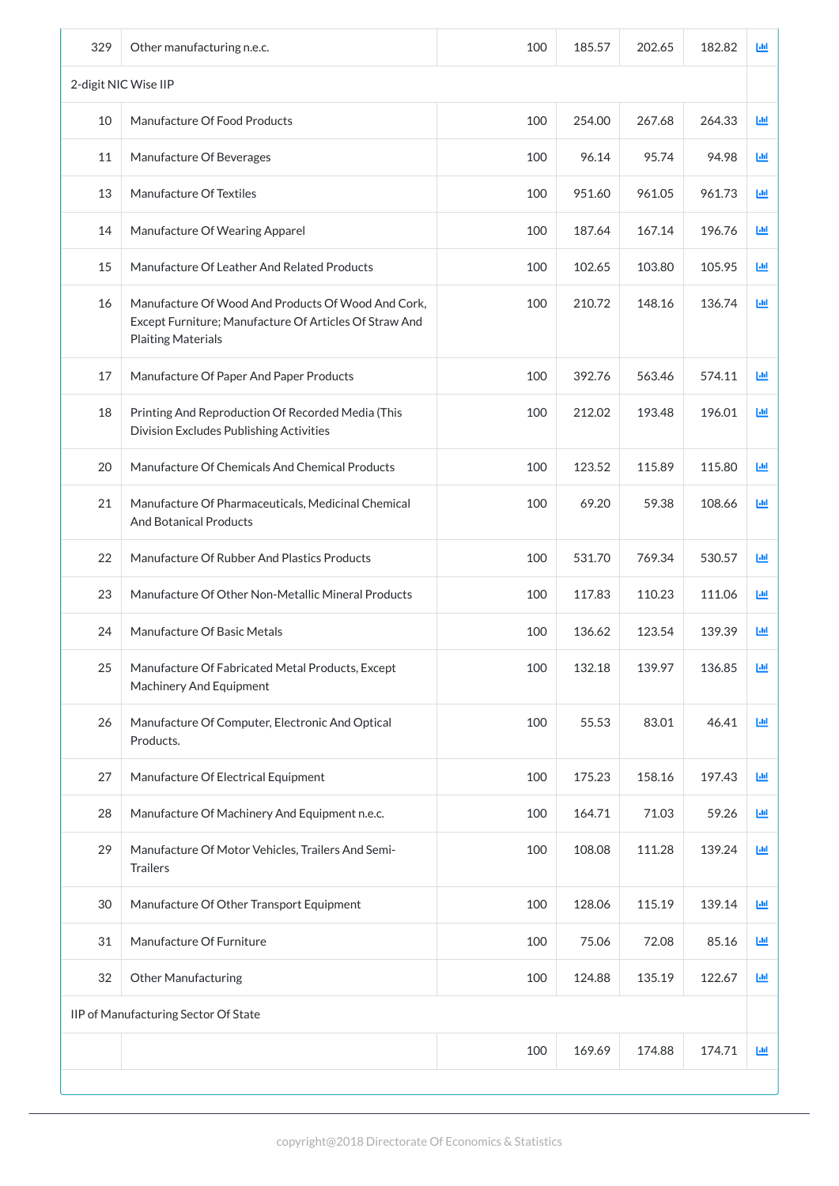| | | | | | | |
|---|---|---|---|---|---|---|
| 329 | Other manufacturing n.e.c. | 100 | 185.57 | 202.65 | 182.82 | |
| 2-digit NIC Wise IIP | | | | | | |
| 10 | Manufacture Of Food Products | 100 | 254.00 | 267.68 | 264.33 | |
| 11 | Manufacture Of Beverages | 100 | 96.14 | 95.74 | 94.98 | |
| 13 | Manufacture Of Textiles | 100 | 951.60 | 961.05 | 961.73 | |
| 14 | Manufacture Of Wearing Apparel | 100 | 187.64 | 167.14 | 196.76 | |
| 15 | Manufacture Of Leather And Related Products | 100 | 102.65 | 103.80 | 105.95 | |
| 16 | Manufacture Of Wood And Products Of Wood And Cork, Except Furniture; Manufacture Of Articles Of Straw And Plaiting Materials | 100 | 210.72 | 148.16 | 136.74 | |
| 17 | Manufacture Of Paper And Paper Products | 100 | 392.76 | 563.46 | 574.11 | |
| 18 | Printing And Reproduction Of Recorded Media (This Division Excludes Publishing Activities | 100 | 212.02 | 193.48 | 196.01 | |
| 20 | Manufacture Of Chemicals And Chemical Products | 100 | 123.52 | 115.89 | 115.80 | |
| 21 | Manufacture Of Pharmaceuticals, Medicinal Chemical And Botanical Products | 100 | 69.20 | 59.38 | 108.66 | |
| 22 | Manufacture Of Rubber And Plastics Products | 100 | 531.70 | 769.34 | 530.57 | |
| 23 | Manufacture Of Other Non-Metallic Mineral Products | 100 | 117.83 | 110.23 | 111.06 | |
| 24 | Manufacture Of Basic Metals | 100 | 136.62 | 123.54 | 139.39 | |
| 25 | Manufacture Of Fabricated Metal Products, Except Machinery And Equipment | 100 | 132.18 | 139.97 | 136.85 | |
| 26 | Manufacture Of Computer, Electronic And Optical Products. | 100 | 55.53 | 83.01 | 46.41 | |
| 27 | Manufacture Of Electrical Equipment | 100 | 175.23 | 158.16 | 197.43 | |
| 28 | Manufacture Of Machinery And Equipment n.e.c. | 100 | 164.71 | 71.03 | 59.26 | |
| 29 | Manufacture Of Motor Vehicles, Trailers And Semi-Trailers | 100 | 108.08 | 111.28 | 139.24 | |
| 30 | Manufacture Of Other Transport Equipment | 100 | 128.06 | 115.19 | 139.14 | |
| 31 | Manufacture Of Furniture | 100 | 75.06 | 72.08 | 85.16 | |
| 32 | Other Manufacturing | 100 | 124.88 | 135.19 | 122.67 | |
| IIP of Manufacturing Sector Of State | | | | | | |
| | | 100 | 169.69 | 174.88 | 174.71 | |

copyright@2018 Directorate Of Economics & Statistics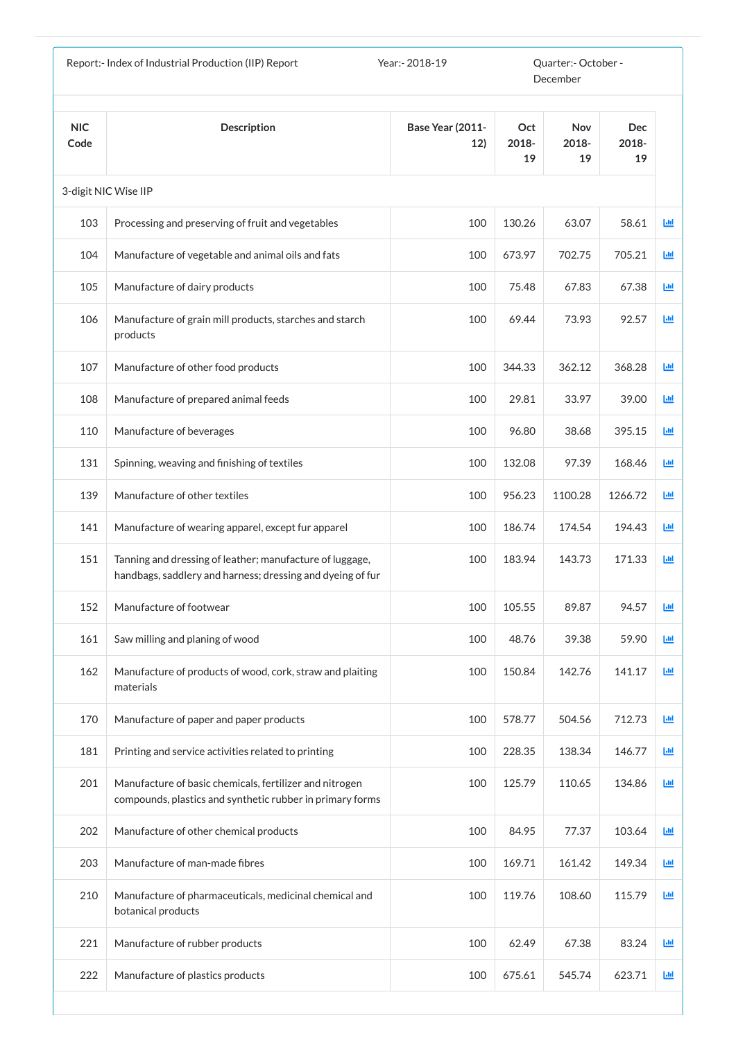Report:- Index of Industrial Production (IIP) Report | Year:- 2018-19 | Quarter:- October - December

| NIC Code | Description | Base Year (2011-12) | Oct 2018-19 | Nov 2018-19 | Dec 2018-19 |
|---|---|---|---|---|---|
| 3-digit NIC Wise IIP | | | | | |
| 103 | Processing and preserving of fruit and vegetables | 100 | 130.26 | 63.07 | 58.61 |
| 104 | Manufacture of vegetable and animal oils and fats | 100 | 673.97 | 702.75 | 705.21 |
| 105 | Manufacture of dairy products | 100 | 75.48 | 67.83 | 67.38 |
| 106 | Manufacture of grain mill products, starches and starch products | 100 | 69.44 | 73.93 | 92.57 |
| 107 | Manufacture of other food products | 100 | 344.33 | 362.12 | 368.28 |
| 108 | Manufacture of prepared animal feeds | 100 | 29.81 | 33.97 | 39.00 |
| 110 | Manufacture of beverages | 100 | 96.80 | 38.68 | 395.15 |
| 131 | Spinning, weaving and finishing of textiles | 100 | 132.08 | 97.39 | 168.46 |
| 139 | Manufacture of other textiles | 100 | 956.23 | 1100.28 | 1266.72 |
| 141 | Manufacture of wearing apparel, except fur apparel | 100 | 186.74 | 174.54 | 194.43 |
| 151 | Tanning and dressing of leather; manufacture of luggage, handbags, saddlery and harness; dressing and dyeing of fur | 100 | 183.94 | 143.73 | 171.33 |
| 152 | Manufacture of footwear | 100 | 105.55 | 89.87 | 94.57 |
| 161 | Saw milling and planing of wood | 100 | 48.76 | 39.38 | 59.90 |
| 162 | Manufacture of products of wood, cork, straw and plaiting materials | 100 | 150.84 | 142.76 | 141.17 |
| 170 | Manufacture of paper and paper products | 100 | 578.77 | 504.56 | 712.73 |
| 181 | Printing and service activities related to printing | 100 | 228.35 | 138.34 | 146.77 |
| 201 | Manufacture of basic chemicals, fertilizer and nitrogen compounds, plastics and synthetic rubber in primary forms | 100 | 125.79 | 110.65 | 134.86 |
| 202 | Manufacture of other chemical products | 100 | 84.95 | 77.37 | 103.64 |
| 203 | Manufacture of man-made fibres | 100 | 169.71 | 161.42 | 149.34 |
| 210 | Manufacture of pharmaceuticals, medicinal chemical and botanical products | 100 | 119.76 | 108.60 | 115.79 |
| 221 | Manufacture of rubber products | 100 | 62.49 | 67.38 | 83.24 |
| 222 | Manufacture of plastics products | 100 | 675.61 | 545.74 | 623.71 |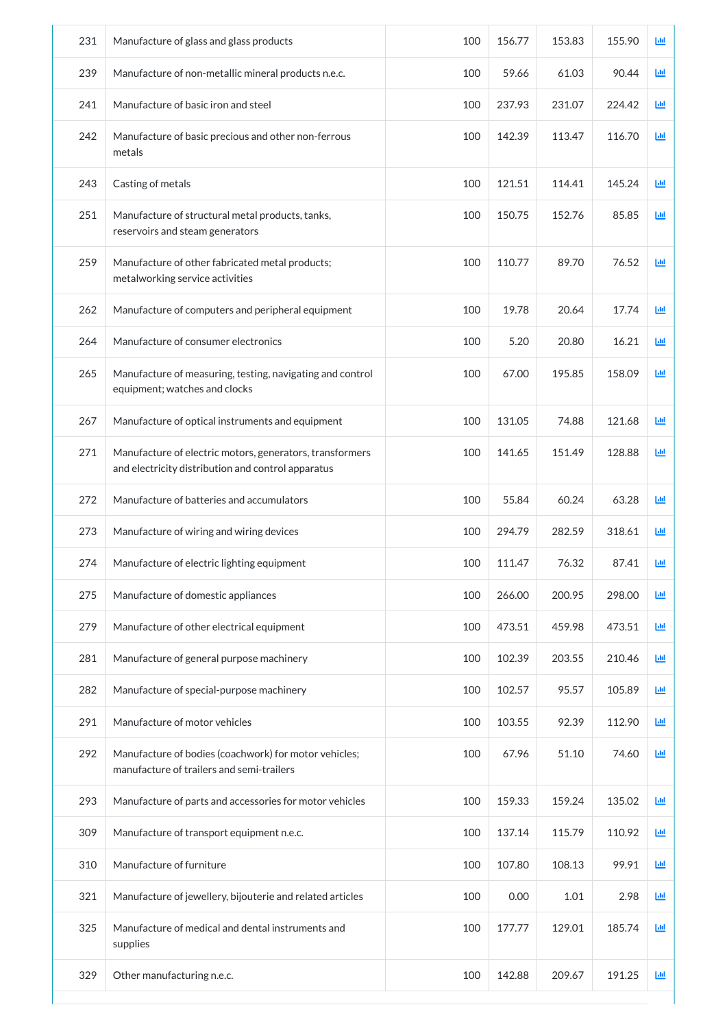| | | | | | | |
|---|---|---|---|---|---|---|
| 231 | Manufacture of glass and glass products | 100 | 156.77 | 153.83 | 155.90 | |
| 239 | Manufacture of non-metallic mineral products n.e.c. | 100 | 59.66 | 61.03 | 90.44 | |
| 241 | Manufacture of basic iron and steel | 100 | 237.93 | 231.07 | 224.42 | |
| 242 | Manufacture of basic precious and other non-ferrous metals | 100 | 142.39 | 113.47 | 116.70 | |
| 243 | Casting of metals | 100 | 121.51 | 114.41 | 145.24 | |
| 251 | Manufacture of structural metal products, tanks, reservoirs and steam generators | 100 | 150.75 | 152.76 | 85.85 | |
| 259 | Manufacture of other fabricated metal products; metalworking service activities | 100 | 110.77 | 89.70 | 76.52 | |
| 262 | Manufacture of computers and peripheral equipment | 100 | 19.78 | 20.64 | 17.74 | |
| 264 | Manufacture of consumer electronics | 100 | 5.20 | 20.80 | 16.21 | |
| 265 | Manufacture of measuring, testing, navigating and control equipment; watches and clocks | 100 | 67.00 | 195.85 | 158.09 | |
| 267 | Manufacture of optical instruments and equipment | 100 | 131.05 | 74.88 | 121.68 | |
| 271 | Manufacture of electric motors, generators, transformers and electricity distribution and control apparatus | 100 | 141.65 | 151.49 | 128.88 | |
| 272 | Manufacture of batteries and accumulators | 100 | 55.84 | 60.24 | 63.28 | |
| 273 | Manufacture of wiring and wiring devices | 100 | 294.79 | 282.59 | 318.61 | |
| 274 | Manufacture of electric lighting equipment | 100 | 111.47 | 76.32 | 87.41 | |
| 275 | Manufacture of domestic appliances | 100 | 266.00 | 200.95 | 298.00 | |
| 279 | Manufacture of other electrical equipment | 100 | 473.51 | 459.98 | 473.51 | |
| 281 | Manufacture of general purpose machinery | 100 | 102.39 | 203.55 | 210.46 | |
| 282 | Manufacture of special-purpose machinery | 100 | 102.57 | 95.57 | 105.89 | |
| 291 | Manufacture of motor vehicles | 100 | 103.55 | 92.39 | 112.90 | |
| 292 | Manufacture of bodies (coachwork) for motor vehicles; manufacture of trailers and semi-trailers | 100 | 67.96 | 51.10 | 74.60 | |
| 293 | Manufacture of parts and accessories for motor vehicles | 100 | 159.33 | 159.24 | 135.02 | |
| 309 | Manufacture of transport equipment n.e.c. | 100 | 137.14 | 115.79 | 110.92 | |
| 310 | Manufacture of furniture | 100 | 107.80 | 108.13 | 99.91 | |
| 321 | Manufacture of jewellery, bijouterie and related articles | 100 | 0.00 | 1.01 | 2.98 | |
| 325 | Manufacture of medical and dental instruments and supplies | 100 | 177.77 | 129.01 | 185.74 | |
| 329 | Other manufacturing n.e.c. | 100 | 142.88 | 209.67 | 191.25 | |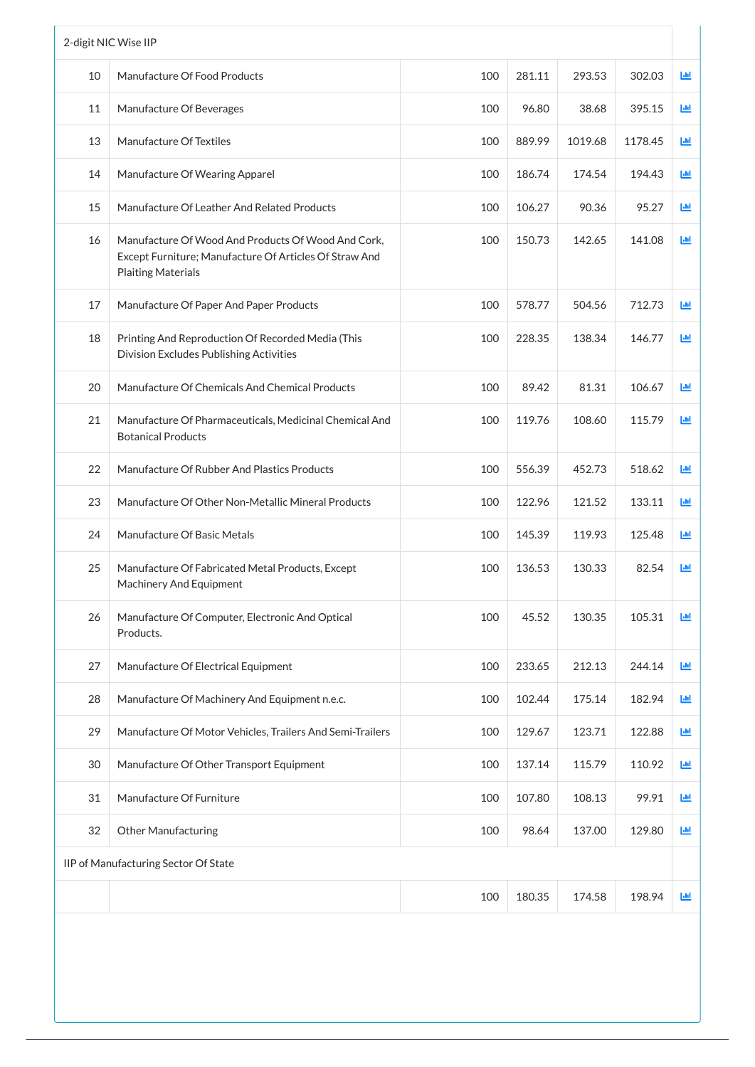| 2-digit NIC Wise IIP | | | | | | |
|---|---|---|---|---|---|---|
| 10 | Manufacture Of Food Products | 100 | 281.11 | 293.53 | 302.03 | |
| 11 | Manufacture Of Beverages | 100 | 96.80 | 38.68 | 395.15 | |
| 13 | Manufacture Of Textiles | 100 | 889.99 | 1019.68 | 1178.45 | |
| 14 | Manufacture Of Wearing Apparel | 100 | 186.74 | 174.54 | 194.43 | |
| 15 | Manufacture Of Leather And Related Products | 100 | 106.27 | 90.36 | 95.27 | |
| 16 | Manufacture Of Wood And Products Of Wood And Cork, Except Furniture; Manufacture Of Articles Of Straw And Plaiting Materials | 100 | 150.73 | 142.65 | 141.08 | |
| 17 | Manufacture Of Paper And Paper Products | 100 | 578.77 | 504.56 | 712.73 | |
| 18 | Printing And Reproduction Of Recorded Media (This Division Excludes Publishing Activities | 100 | 228.35 | 138.34 | 146.77 | |
| 20 | Manufacture Of Chemicals And Chemical Products | 100 | 89.42 | 81.31 | 106.67 | |
| 21 | Manufacture Of Pharmaceuticals, Medicinal Chemical And Botanical Products | 100 | 119.76 | 108.60 | 115.79 | |
| 22 | Manufacture Of Rubber And Plastics Products | 100 | 556.39 | 452.73 | 518.62 | |
| 23 | Manufacture Of Other Non-Metallic Mineral Products | 100 | 122.96 | 121.52 | 133.11 | |
| 24 | Manufacture Of Basic Metals | 100 | 145.39 | 119.93 | 125.48 | |
| 25 | Manufacture Of Fabricated Metal Products, Except Machinery And Equipment | 100 | 136.53 | 130.33 | 82.54 | |
| 26 | Manufacture Of Computer, Electronic And Optical Products. | 100 | 45.52 | 130.35 | 105.31 | |
| 27 | Manufacture Of Electrical Equipment | 100 | 233.65 | 212.13 | 244.14 | |
| 28 | Manufacture Of Machinery And Equipment n.e.c. | 100 | 102.44 | 175.14 | 182.94 | |
| 29 | Manufacture Of Motor Vehicles, Trailers And Semi-Trailers | 100 | 129.67 | 123.71 | 122.88 | |
| 30 | Manufacture Of Other Transport Equipment | 100 | 137.14 | 115.79 | 110.92 | |
| 31 | Manufacture Of Furniture | 100 | 107.80 | 108.13 | 99.91 | |
| 32 | Other Manufacturing | 100 | 98.64 | 137.00 | 129.80 | |
| IIP of Manufacturing Sector Of State | | | | | | |
| | | 100 | 180.35 | 174.58 | 198.94 | |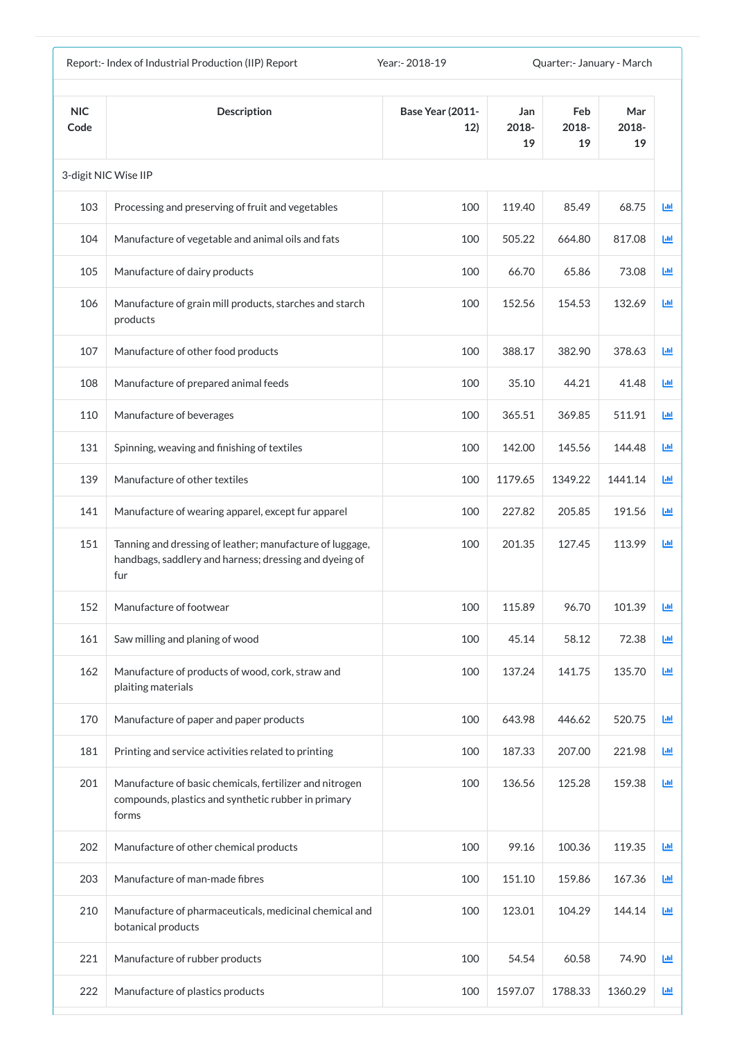Report:- Index of Industrial Production (IIP) Report | Year:- 2018-19 | Quarter:- January - March

| NIC Code | Description | Base Year (2011-12) | Jan 2018-19 | Feb 2018-19 | Mar 2018-19 |
|---|---|---|---|---|---|
| 3-digit NIC Wise IIP | | | | | |
| 103 | Processing and preserving of fruit and vegetables | 100 | 119.40 | 85.49 | 68.75 |
| 104 | Manufacture of vegetable and animal oils and fats | 100 | 505.22 | 664.80 | 817.08 |
| 105 | Manufacture of dairy products | 100 | 66.70 | 65.86 | 73.08 |
| 106 | Manufacture of grain mill products, starches and starch products | 100 | 152.56 | 154.53 | 132.69 |
| 107 | Manufacture of other food products | 100 | 388.17 | 382.90 | 378.63 |
| 108 | Manufacture of prepared animal feeds | 100 | 35.10 | 44.21 | 41.48 |
| 110 | Manufacture of beverages | 100 | 365.51 | 369.85 | 511.91 |
| 131 | Spinning, weaving and finishing of textiles | 100 | 142.00 | 145.56 | 144.48 |
| 139 | Manufacture of other textiles | 100 | 1179.65 | 1349.22 | 1441.14 |
| 141 | Manufacture of wearing apparel, except fur apparel | 100 | 227.82 | 205.85 | 191.56 |
| 151 | Tanning and dressing of leather; manufacture of luggage, handbags, saddlery and harness; dressing and dyeing of fur | 100 | 201.35 | 127.45 | 113.99 |
| 152 | Manufacture of footwear | 100 | 115.89 | 96.70 | 101.39 |
| 161 | Saw milling and planing of wood | 100 | 45.14 | 58.12 | 72.38 |
| 162 | Manufacture of products of wood, cork, straw and plaiting materials | 100 | 137.24 | 141.75 | 135.70 |
| 170 | Manufacture of paper and paper products | 100 | 643.98 | 446.62 | 520.75 |
| 181 | Printing and service activities related to printing | 100 | 187.33 | 207.00 | 221.98 |
| 201 | Manufacture of basic chemicals, fertilizer and nitrogen compounds, plastics and synthetic rubber in primary forms | 100 | 136.56 | 125.28 | 159.38 |
| 202 | Manufacture of other chemical products | 100 | 99.16 | 100.36 | 119.35 |
| 203 | Manufacture of man-made fibres | 100 | 151.10 | 159.86 | 167.36 |
| 210 | Manufacture of pharmaceuticals, medicinal chemical and botanical products | 100 | 123.01 | 104.29 | 144.14 |
| 221 | Manufacture of rubber products | 100 | 54.54 | 60.58 | 74.90 |
| 222 | Manufacture of plastics products | 100 | 1597.07 | 1788.33 | 1360.29 |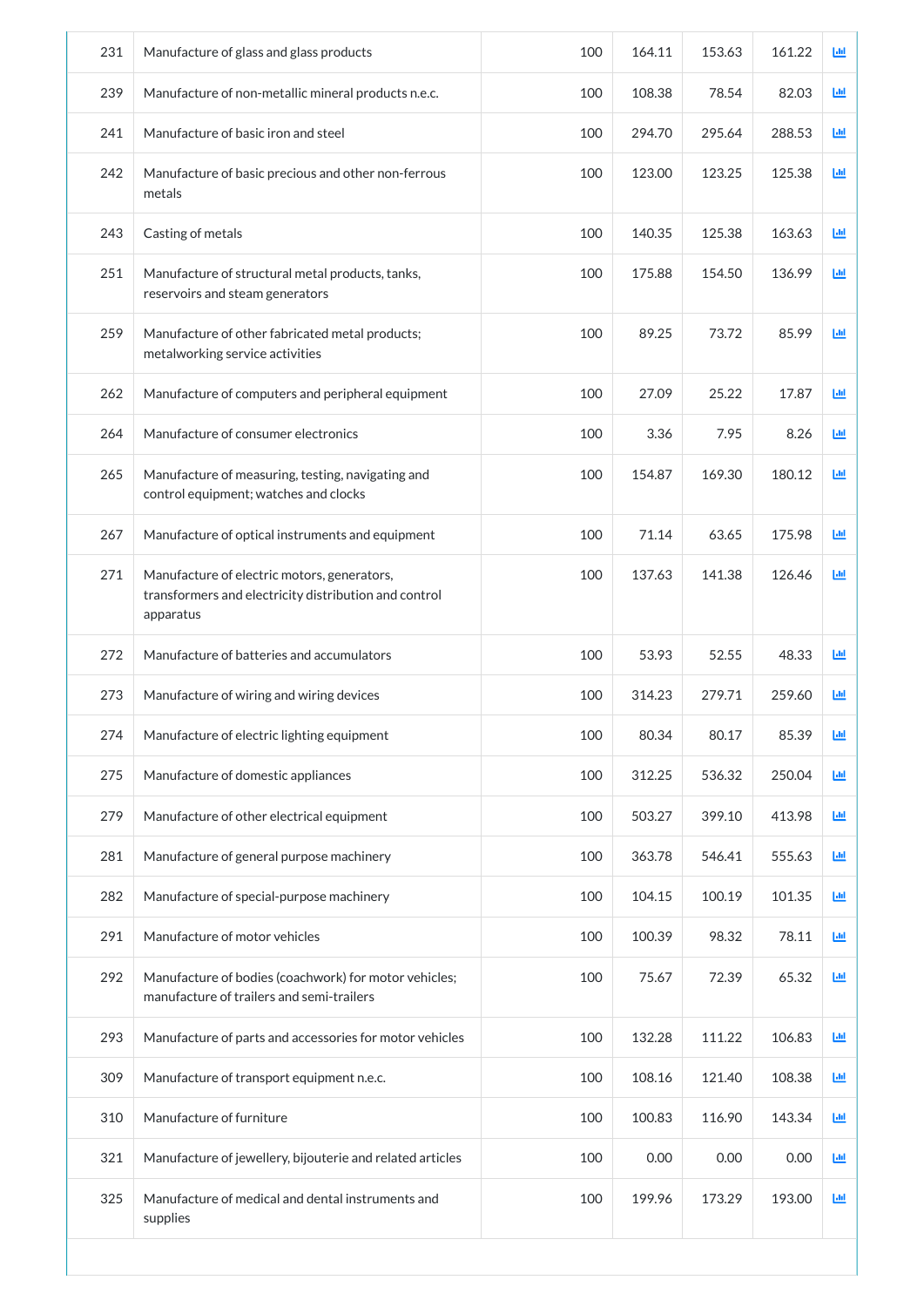| | | | | | | |
|---|---|---|---|---|---|---|
| 231 | Manufacture of glass and glass products | 100 | 164.11 | 153.63 | 161.22 | |
| 239 | Manufacture of non-metallic mineral products n.e.c. | 100 | 108.38 | 78.54 | 82.03 | |
| 241 | Manufacture of basic iron and steel | 100 | 294.70 | 295.64 | 288.53 | |
| 242 | Manufacture of basic precious and other non-ferrous metals | 100 | 123.00 | 123.25 | 125.38 | |
| 243 | Casting of metals | 100 | 140.35 | 125.38 | 163.63 | |
| 251 | Manufacture of structural metal products, tanks, reservoirs and steam generators | 100 | 175.88 | 154.50 | 136.99 | |
| 259 | Manufacture of other fabricated metal products; metalworking service activities | 100 | 89.25 | 73.72 | 85.99 | |
| 262 | Manufacture of computers and peripheral equipment | 100 | 27.09 | 25.22 | 17.87 | |
| 264 | Manufacture of consumer electronics | 100 | 3.36 | 7.95 | 8.26 | |
| 265 | Manufacture of measuring, testing, navigating and control equipment; watches and clocks | 100 | 154.87 | 169.30 | 180.12 | |
| 267 | Manufacture of optical instruments and equipment | 100 | 71.14 | 63.65 | 175.98 | |
| 271 | Manufacture of electric motors, generators, transformers and electricity distribution and control apparatus | 100 | 137.63 | 141.38 | 126.46 | |
| 272 | Manufacture of batteries and accumulators | 100 | 53.93 | 52.55 | 48.33 | |
| 273 | Manufacture of wiring and wiring devices | 100 | 314.23 | 279.71 | 259.60 | |
| 274 | Manufacture of electric lighting equipment | 100 | 80.34 | 80.17 | 85.39 | |
| 275 | Manufacture of domestic appliances | 100 | 312.25 | 536.32 | 250.04 | |
| 279 | Manufacture of other electrical equipment | 100 | 503.27 | 399.10 | 413.98 | |
| 281 | Manufacture of general purpose machinery | 100 | 363.78 | 546.41 | 555.63 | |
| 282 | Manufacture of special-purpose machinery | 100 | 104.15 | 100.19 | 101.35 | |
| 291 | Manufacture of motor vehicles | 100 | 100.39 | 98.32 | 78.11 | |
| 292 | Manufacture of bodies (coachwork) for motor vehicles; manufacture of trailers and semi-trailers | 100 | 75.67 | 72.39 | 65.32 | |
| 293 | Manufacture of parts and accessories for motor vehicles | 100 | 132.28 | 111.22 | 106.83 | |
| 309 | Manufacture of transport equipment n.e.c. | 100 | 108.16 | 121.40 | 108.38 | |
| 310 | Manufacture of furniture | 100 | 100.83 | 116.90 | 143.34 | |
| 321 | Manufacture of jewellery, bijouterie and related articles | 100 | 0.00 | 0.00 | 0.00 | |
| 325 | Manufacture of medical and dental instruments and supplies | 100 | 199.96 | 173.29 | 193.00 | |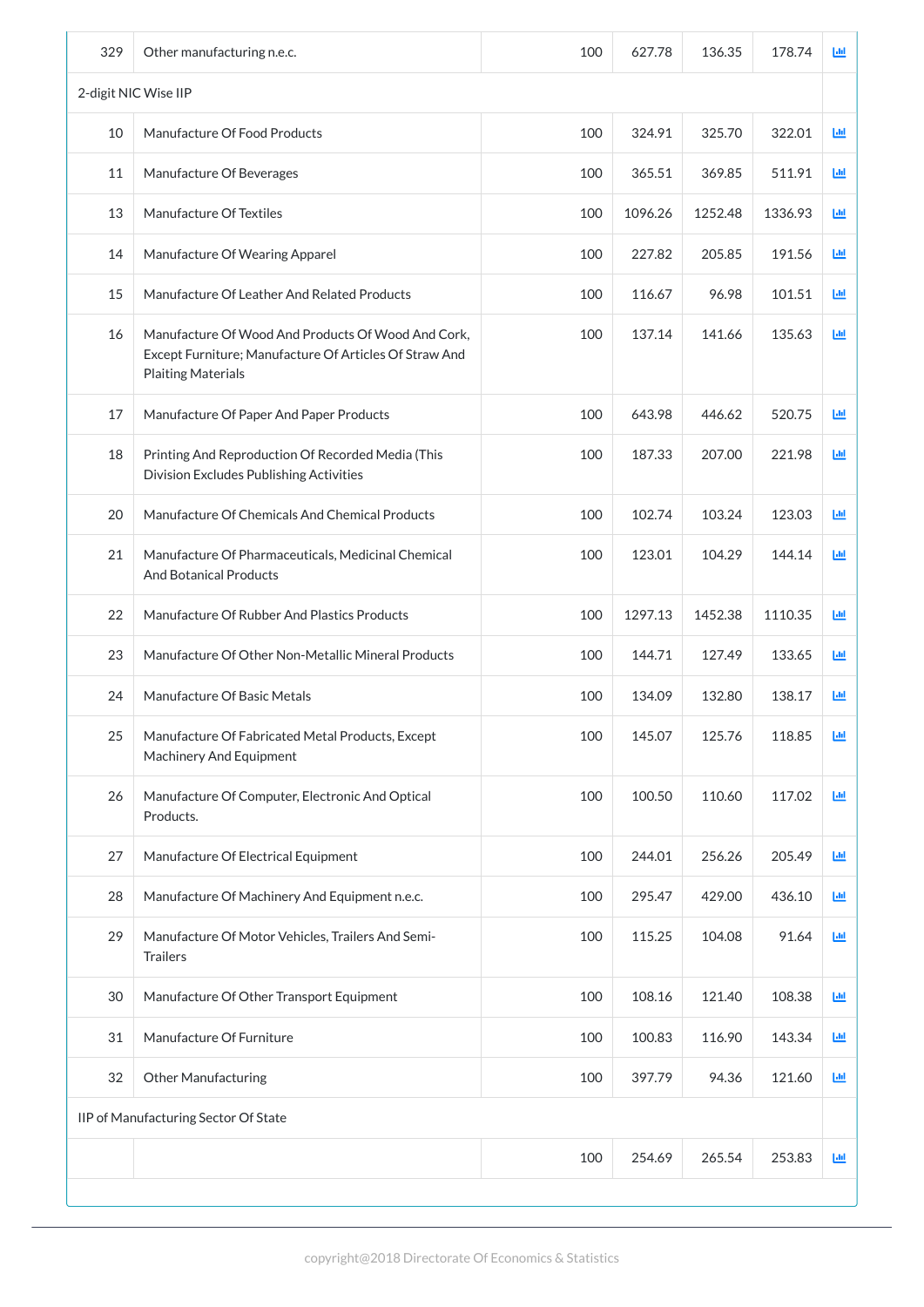| | | | | | | |
|---|---|---|---|---|---|---|
| 329 | Other manufacturing n.e.c. | 100 | 627.78 | 136.35 | 178.74 | |
| 2-digit NIC Wise IIP | | | | | | |
| 10 | Manufacture Of Food Products | 100 | 324.91 | 325.70 | 322.01 | |
| 11 | Manufacture Of Beverages | 100 | 365.51 | 369.85 | 511.91 | |
| 13 | Manufacture Of Textiles | 100 | 1096.26 | 1252.48 | 1336.93 | |
| 14 | Manufacture Of Wearing Apparel | 100 | 227.82 | 205.85 | 191.56 | |
| 15 | Manufacture Of Leather And Related Products | 100 | 116.67 | 96.98 | 101.51 | |
| 16 | Manufacture Of Wood And Products Of Wood And Cork, Except Furniture; Manufacture Of Articles Of Straw And Plaiting Materials | 100 | 137.14 | 141.66 | 135.63 | |
| 17 | Manufacture Of Paper And Paper Products | 100 | 643.98 | 446.62 | 520.75 | |
| 18 | Printing And Reproduction Of Recorded Media (This Division Excludes Publishing Activities | 100 | 187.33 | 207.00 | 221.98 | |
| 20 | Manufacture Of Chemicals And Chemical Products | 100 | 102.74 | 103.24 | 123.03 | |
| 21 | Manufacture Of Pharmaceuticals, Medicinal Chemical And Botanical Products | 100 | 123.01 | 104.29 | 144.14 | |
| 22 | Manufacture Of Rubber And Plastics Products | 100 | 1297.13 | 1452.38 | 1110.35 | |
| 23 | Manufacture Of Other Non-Metallic Mineral Products | 100 | 144.71 | 127.49 | 133.65 | |
| 24 | Manufacture Of Basic Metals | 100 | 134.09 | 132.80 | 138.17 | |
| 25 | Manufacture Of Fabricated Metal Products, Except Machinery And Equipment | 100 | 145.07 | 125.76 | 118.85 | |
| 26 | Manufacture Of Computer, Electronic And Optical Products. | 100 | 100.50 | 110.60 | 117.02 | |
| 27 | Manufacture Of Electrical Equipment | 100 | 244.01 | 256.26 | 205.49 | |
| 28 | Manufacture Of Machinery And Equipment n.e.c. | 100 | 295.47 | 429.00 | 436.10 | |
| 29 | Manufacture Of Motor Vehicles, Trailers And Semi-Trailers | 100 | 115.25 | 104.08 | 91.64 | |
| 30 | Manufacture Of Other Transport Equipment | 100 | 108.16 | 121.40 | 108.38 | |
| 31 | Manufacture Of Furniture | 100 | 100.83 | 116.90 | 143.34 | |
| 32 | Other Manufacturing | 100 | 397.79 | 94.36 | 121.60 | |
| IIP of Manufacturing Sector Of State | | | | | | |
| | | 100 | 254.69 | 265.54 | 253.83 | |

copyright@2018 Directorate Of Economics & Statistics